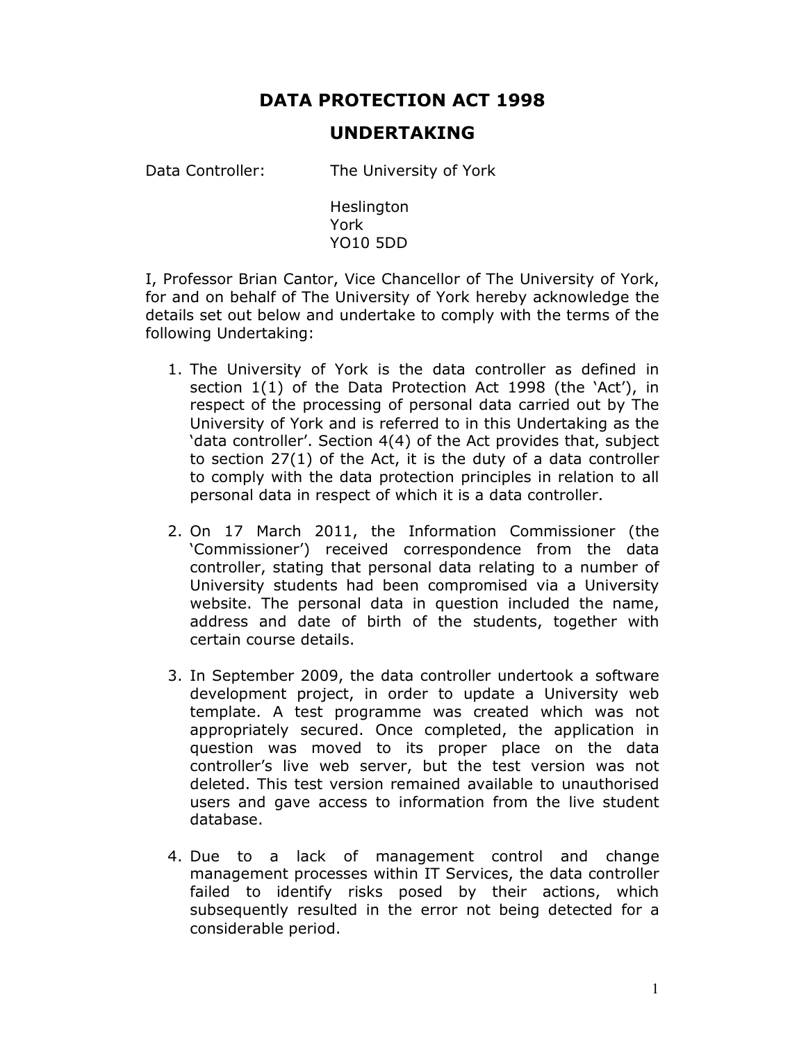# DATA PROTECTION ACT 1998

## UNDERTAKING

Data Controller: The University of York

Heslington
York
YO10 5DD

I, Professor Brian Cantor, Vice Chancellor of The University of York, for and on behalf of The University of York hereby acknowledge the details set out below and undertake to comply with the terms of the following Undertaking:

1. The University of York is the data controller as defined in section 1(1) of the Data Protection Act 1998 (the 'Act'), in respect of the processing of personal data carried out by The University of York and is referred to in this Undertaking as the 'data controller'. Section 4(4) of the Act provides that, subject to section 27(1) of the Act, it is the duty of a data controller to comply with the data protection principles in relation to all personal data in respect of which it is a data controller.

2. On 17 March 2011, the Information Commissioner (the 'Commissioner') received correspondence from the data controller, stating that personal data relating to a number of University students had been compromised via a University website. The personal data in question included the name, address and date of birth of the students, together with certain course details.

3. In September 2009, the data controller undertook a software development project, in order to update a University web template. A test programme was created which was not appropriately secured. Once completed, the application in question was moved to its proper place on the data controller's live web server, but the test version was not deleted. This test version remained available to unauthorised users and gave access to information from the live student database.

4. Due to a lack of management control and change management processes within IT Services, the data controller failed to identify risks posed by their actions, which subsequently resulted in the error not being detected for a considerable period.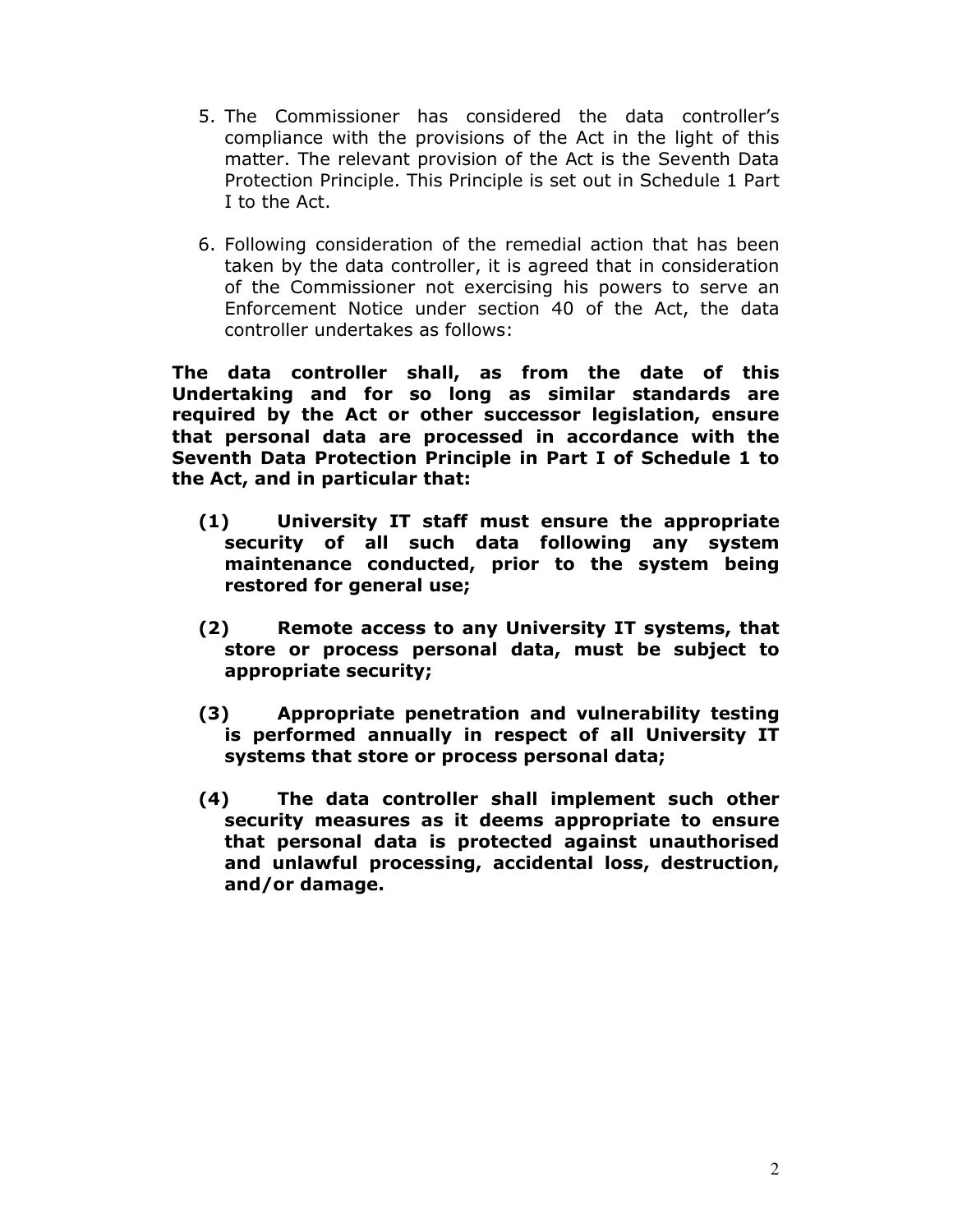5. The Commissioner has considered the data controller's compliance with the provisions of the Act in the light of this matter. The relevant provision of the Act is the Seventh Data Protection Principle. This Principle is set out in Schedule 1 Part I to the Act.

6. Following consideration of the remedial action that has been taken by the data controller, it is agreed that in consideration of the Commissioner not exercising his powers to serve an Enforcement Notice under section 40 of the Act, the data controller undertakes as follows:

**The data controller shall, as from the date of this Undertaking and for so long as similar standards are required by the Act or other successor legislation, ensure that personal data are processed in accordance with the Seventh Data Protection Principle in Part I of Schedule 1 to the Act, and in particular that:**

**(1) University IT staff must ensure the appropriate security of all such data following any system maintenance conducted, prior to the system being restored for general use;**

**(2) Remote access to any University IT systems, that store or process personal data, must be subject to appropriate security;**

**(3) Appropriate penetration and vulnerability testing is performed annually in respect of all University IT systems that store or process personal data;**

**(4) The data controller shall implement such other security measures as it deems appropriate to ensure that personal data is protected against unauthorised and unlawful processing, accidental loss, destruction, and/or damage.**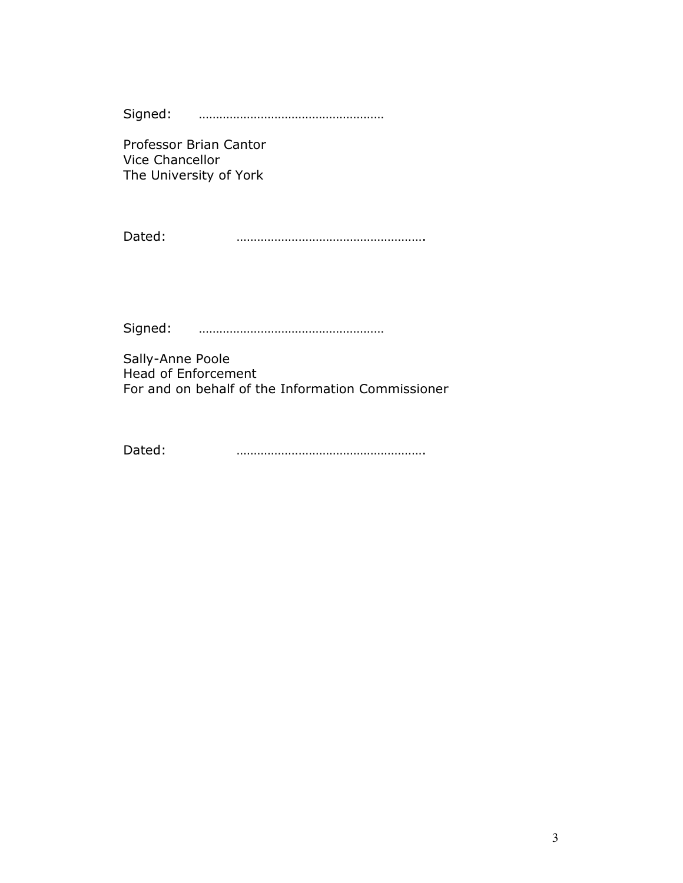Signed: ………………………………………………

Professor Brian Cantor
Vice Chancellor
The University of York

Dated: ……………………………………………….

Signed: ………………………………………………

Sally-Anne Poole
Head of Enforcement
For and on behalf of the Information Commissioner

Dated: ……………………………………………….